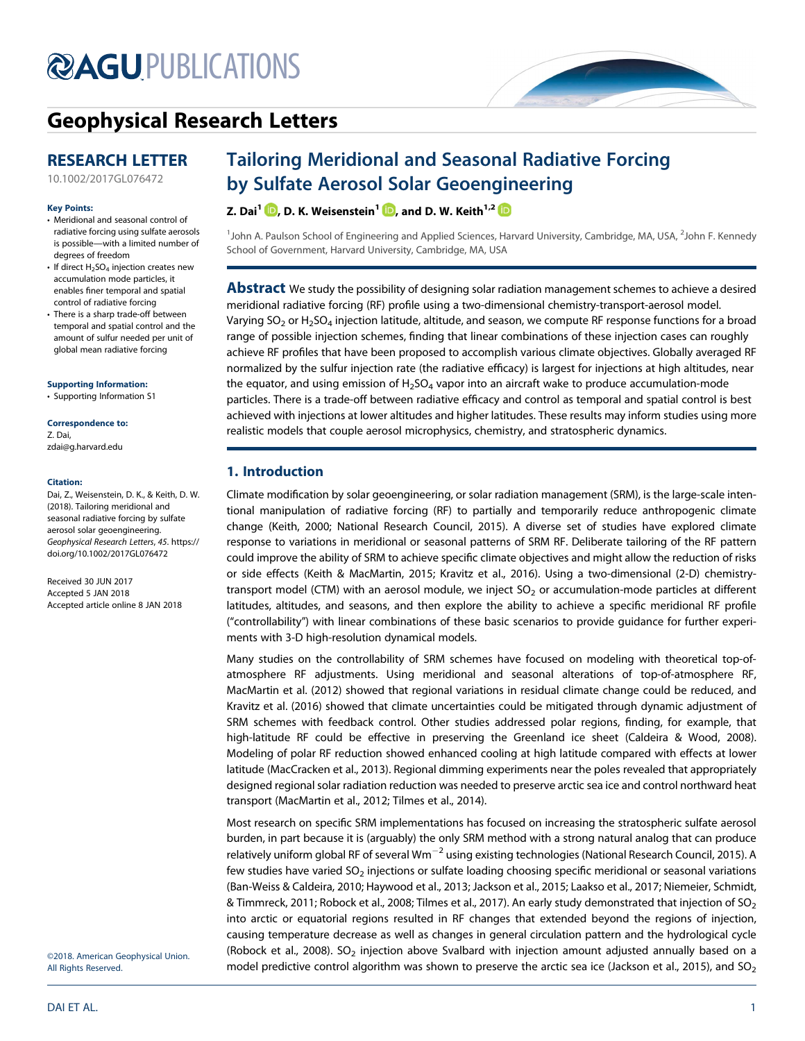# Geophysical Research Letters

## RESEARCH LETTER

10.1002/2017GL076472

**Key Points:**

- Meridional and seasonal control of radiative forcing using sulfate aerosols is possible—with a limited number of degrees of freedom
- If direct $H_2SO_4$ injection creates new accumulation mode particles, it enables finer temporal and spatial control of radiative forcing
- There is a sharp trade-off between temporal and spatial control and the amount of sulfur needed per unit of global mean radiative forcing

**Supporting Information:**

- Supporting Information S1

**Correspondence to:**

Z. Dai,
zdai@g.harvard.edu

**Citation:**

Dai, Z., Weisenstein, D. K., & Keith, D. W. (2018). Tailoring meridional and seasonal radiative forcing by sulfate aerosol solar geoengineering. *Geophysical Research Letters*, *45*. https://doi.org/10.1002/2017GL076472

Received 30 JUN 2017
Accepted 5 JAN 2018
Accepted article online 8 JAN 2018

©2018. American Geophysical Union. All Rights Reserved.

# Tailoring Meridional and Seasonal Radiative Forcing by Sulfate Aerosol Solar Geoengineering

**Z. Dai[1], D. K. Weisenstein[1], and D. W. Keith[1,2]**

[1]John A. Paulson School of Engineering and Applied Sciences, Harvard University, Cambridge, MA, USA, [2]John F. Kennedy School of Government, Harvard University, Cambridge, MA, USA

**Abstract** We study the possibility of designing solar radiation management schemes to achieve a desired meridional radiative forcing (RF) profile using a two-dimensional chemistry-transport-aerosol model. Varying $SO_2$ or $H_2SO_4$ injection latitude, altitude, and season, we compute RF response functions for a broad range of possible injection schemes, finding that linear combinations of these injection cases can roughly achieve RF profiles that have been proposed to accomplish various climate objectives. Globally averaged RF normalized by the sulfur injection rate (the radiative efficacy) is largest for injections at high altitudes, near the equator, and using emission of $H_2SO_4$ vapor into an aircraft wake to produce accumulation-mode particles. There is a trade-off between radiative efficacy and control as temporal and spatial control is best achieved with injections at lower altitudes and higher latitudes. These results may inform studies using more realistic models that couple aerosol microphysics, chemistry, and stratospheric dynamics.

## 1. Introduction

Climate modification by solar geoengineering, or solar radiation management (SRM), is the large-scale intentional manipulation of radiative forcing (RF) to partially and temporarily reduce anthropogenic climate change (Keith, 2000; National Research Council, 2015). A diverse set of studies have explored climate response to variations in meridional or seasonal patterns of SRM RF. Deliberate tailoring of the RF pattern could improve the ability of SRM to achieve specific climate objectives and might allow the reduction of risks or side effects (Keith & MacMartin, 2015; Kravitz et al., 2016). Using a two-dimensional (2-D) chemistry-transport model (CTM) with an aerosol module, we inject $SO_2$ or accumulation-mode particles at different latitudes, altitudes, and seasons, and then explore the ability to achieve a specific meridional RF profile ("controllability") with linear combinations of these basic scenarios to provide guidance for further experiments with 3-D high-resolution dynamical models.

Many studies on the controllability of SRM schemes have focused on modeling with theoretical top-of-atmosphere RF adjustments. Using meridional and seasonal alterations of top-of-atmosphere RF, MacMartin et al. (2012) showed that regional variations in residual climate change could be reduced, and Kravitz et al. (2016) showed that climate uncertainties could be mitigated through dynamic adjustment of SRM schemes with feedback control. Other studies addressed polar regions, finding, for example, that high-latitude RF could be effective in preserving the Greenland ice sheet (Caldeira & Wood, 2008). Modeling of polar RF reduction showed enhanced cooling at high latitude compared with effects at lower latitude (MacCracken et al., 2013). Regional dimming experiments near the poles revealed that appropriately designed regional solar radiation reduction was needed to preserve arctic sea ice and control northward heat transport (MacMartin et al., 2012; Tilmes et al., 2014).

Most research on specific SRM implementations has focused on increasing the stratospheric sulfate aerosol burden, in part because it is (arguably) the only SRM method with a strong natural analog that can produce relatively uniform global RF of several $\mathrm{Wm^{-2}}$ using existing technologies (National Research Council, 2015). A few studies have varied $SO_2$ injections or sulfate loading choosing specific meridional or seasonal variations (Ban-Weiss & Caldeira, 2010; Haywood et al., 2013; Jackson et al., 2015; Laakso et al., 2017; Niemeier, Schmidt, & Timmreck, 2011; Robock et al., 2008; Tilmes et al., 2017). An early study demonstrated that injection of $SO_2$ into arctic or equatorial regions resulted in RF changes that extended beyond the regions of injection, causing temperature decrease as well as changes in general circulation pattern and the hydrological cycle (Robock et al., 2008). $SO_2$ injection above Svalbard with injection amount adjusted annually based on a model predictive control algorithm was shown to preserve the arctic sea ice (Jackson et al., 2015), and $SO_2$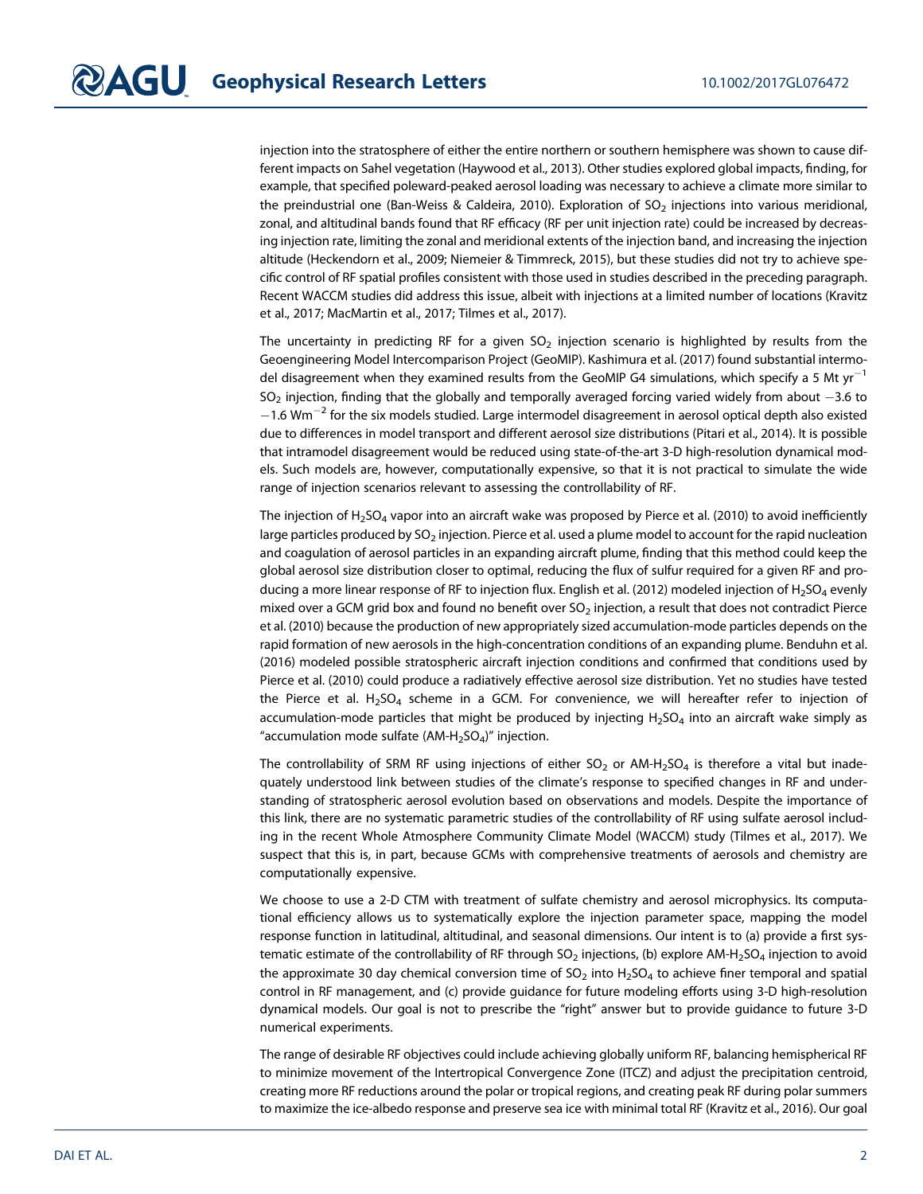injection into the stratosphere of either the entire northern or southern hemisphere was shown to cause different impacts on Sahel vegetation (Haywood et al., 2013). Other studies explored global impacts, finding, for example, that specified poleward-peaked aerosol loading was necessary to achieve a climate more similar to the preindustrial one (Ban-Weiss & Caldeira, 2010). Exploration of $SO_2$ injections into various meridional, zonal, and altitudinal bands found that RF efficacy (RF per unit injection rate) could be increased by decreasing injection rate, limiting the zonal and meridional extents of the injection band, and increasing the injection altitude (Heckendorn et al., 2009; Niemeier & Timmreck, 2015), but these studies did not try to achieve specific control of RF spatial profiles consistent with those used in studies described in the preceding paragraph. Recent WACCM studies did address this issue, albeit with injections at a limited number of locations (Kravitz et al., 2017; MacMartin et al., 2017; Tilmes et al., 2017).

The uncertainty in predicting RF for a given $SO_2$ injection scenario is highlighted by results from the Geoengineering Model Intercomparison Project (GeoMIP). Kashimura et al. (2017) found substantial intermodel disagreement when they examined results from the GeoMIP G4 simulations, which specify a 5 Mt $yr^{-1}$ $SO_2$ injection, finding that the globally and temporally averaged forcing varied widely from about $-3.6$ to $-1.6$ $Wm^{-2}$ for the six models studied. Large intermodel disagreement in aerosol optical depth also existed due to differences in model transport and different aerosol size distributions (Pitari et al., 2014). It is possible that intramodel disagreement would be reduced using state-of-the-art 3-D high-resolution dynamical models. Such models are, however, computationally expensive, so that it is not practical to simulate the wide range of injection scenarios relevant to assessing the controllability of RF.

The injection of $H_2SO_4$ vapor into an aircraft wake was proposed by Pierce et al. (2010) to avoid inefficiently large particles produced by $SO_2$ injection. Pierce et al. used a plume model to account for the rapid nucleation and coagulation of aerosol particles in an expanding aircraft plume, finding that this method could keep the global aerosol size distribution closer to optimal, reducing the flux of sulfur required for a given RF and producing a more linear response of RF to injection flux. English et al. (2012) modeled injection of $H_2SO_4$ evenly mixed over a GCM grid box and found no benefit over $SO_2$ injection, a result that does not contradict Pierce et al. (2010) because the production of new appropriately sized accumulation-mode particles depends on the rapid formation of new aerosols in the high-concentration conditions of an expanding plume. Benduhn et al. (2016) modeled possible stratospheric aircraft injection conditions and confirmed that conditions used by Pierce et al. (2010) could produce a radiatively effective aerosol size distribution. Yet no studies have tested the Pierce et al. $H_2SO_4$ scheme in a GCM. For convenience, we will hereafter refer to injection of accumulation-mode particles that might be produced by injecting $H_2SO_4$ into an aircraft wake simply as "accumulation mode sulfate (AM-$H_2SO_4$)" injection.

The controllability of SRM RF using injections of either $SO_2$ or AM-$H_2SO_4$ is therefore a vital but inadequately understood link between studies of the climate's response to specified changes in RF and understanding of stratospheric aerosol evolution based on observations and models. Despite the importance of this link, there are no systematic parametric studies of the controllability of RF using sulfate aerosol including in the recent Whole Atmosphere Community Climate Model (WACCM) study (Tilmes et al., 2017). We suspect that this is, in part, because GCMs with comprehensive treatments of aerosols and chemistry are computationally expensive.

We choose to use a 2-D CTM with treatment of sulfate chemistry and aerosol microphysics. Its computational efficiency allows us to systematically explore the injection parameter space, mapping the model response function in latitudinal, altitudinal, and seasonal dimensions. Our intent is to (a) provide a first systematic estimate of the controllability of RF through $SO_2$ injections, (b) explore AM-$H_2SO_4$ injection to avoid the approximate 30 day chemical conversion time of $SO_2$ into $H_2SO_4$ to achieve finer temporal and spatial control in RF management, and (c) provide guidance for future modeling efforts using 3-D high-resolution dynamical models. Our goal is not to prescribe the "right" answer but to provide guidance to future 3-D numerical experiments.

The range of desirable RF objectives could include achieving globally uniform RF, balancing hemispherical RF to minimize movement of the Intertropical Convergence Zone (ITCZ) and adjust the precipitation centroid, creating more RF reductions around the polar or tropical regions, and creating peak RF during polar summers to maximize the ice-albedo response and preserve sea ice with minimal total RF (Kravitz et al., 2016). Our goal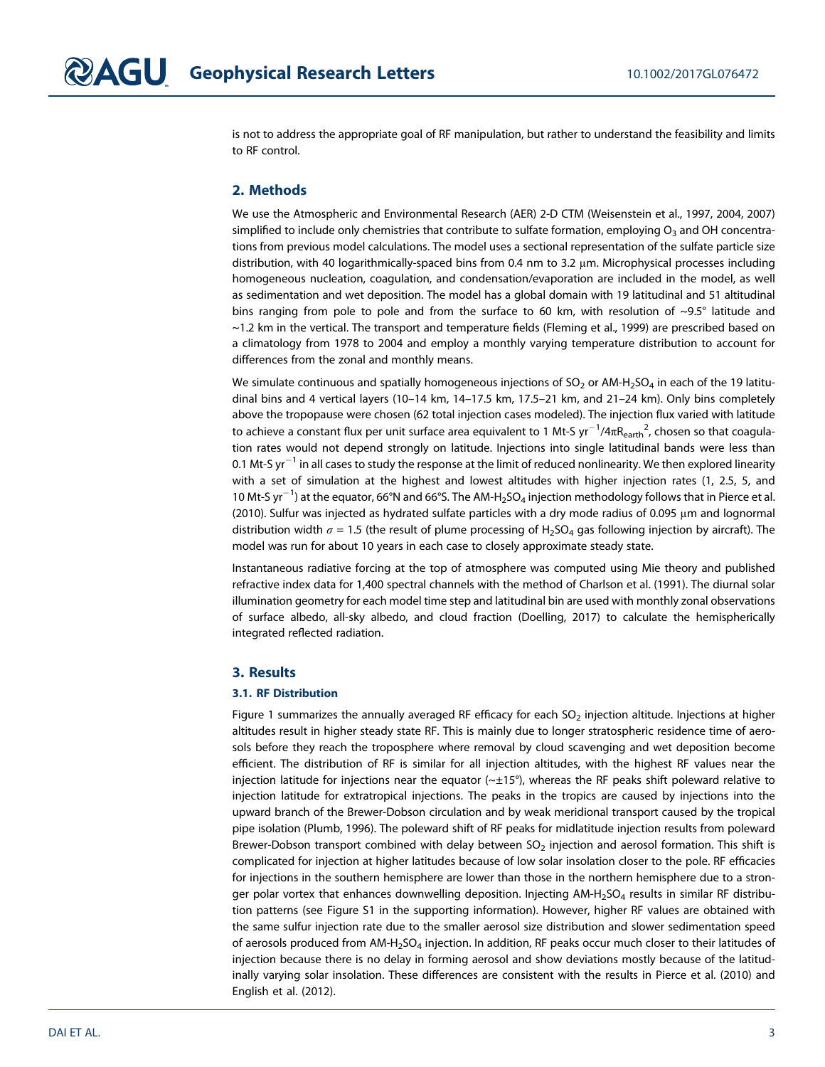is not to address the appropriate goal of RF manipulation, but rather to understand the feasibility and limits to RF control.

## 2. Methods

We use the Atmospheric and Environmental Research (AER) 2-D CTM (Weisenstein et al., 1997, 2004, 2007) simplified to include only chemistries that contribute to sulfate formation, employing $O_3$ and OH concentrations from previous model calculations. The model uses a sectional representation of the sulfate particle size distribution, with 40 logarithmically-spaced bins from 0.4 nm to 3.2 μm. Microphysical processes including homogeneous nucleation, coagulation, and condensation/evaporation are included in the model, as well as sedimentation and wet deposition. The model has a global domain with 19 latitudinal and 51 altitudinal bins ranging from pole to pole and from the surface to 60 km, with resolution of ~9.5° latitude and ~1.2 km in the vertical. The transport and temperature fields (Fleming et al., 1999) are prescribed based on a climatology from 1978 to 2004 and employ a monthly varying temperature distribution to account for differences from the zonal and monthly means.

We simulate continuous and spatially homogeneous injections of $SO_2$ or AM-$H_2SO_4$ in each of the 19 latitudinal bins and 4 vertical layers (10–14 km, 14–17.5 km, 17.5–21 km, and 21–24 km). Only bins completely above the tropopause were chosen (62 total injection cases modeled). The injection flux varied with latitude to achieve a constant flux per unit surface area equivalent to 1 Mt-S $yr^{-1}/4\pi R_{earth}^2$, chosen so that coagulation rates would not depend strongly on latitude. Injections into single latitudinal bands were less than 0.1 Mt-S $yr^{-1}$ in all cases to study the response at the limit of reduced nonlinearity. We then explored linearity with a set of simulation at the highest and lowest altitudes with higher injection rates (1, 2.5, 5, and 10 Mt-S $yr^{-1}$) at the equator, 66°N and 66°S. The AM-$H_2SO_4$ injection methodology follows that in Pierce et al. (2010). Sulfur was injected as hydrated sulfate particles with a dry mode radius of 0.095 μm and lognormal distribution width $\sigma = 1.5$ (the result of plume processing of $H_2SO_4$ gas following injection by aircraft). The model was run for about 10 years in each case to closely approximate steady state.

Instantaneous radiative forcing at the top of atmosphere was computed using Mie theory and published refractive index data for 1,400 spectral channels with the method of Charlson et al. (1991). The diurnal solar illumination geometry for each model time step and latitudinal bin are used with monthly zonal observations of surface albedo, all-sky albedo, and cloud fraction (Doelling, 2017) to calculate the hemispherically integrated reflected radiation.

## 3. Results

### 3.1. RF Distribution

Figure 1 summarizes the annually averaged RF efficacy for each $SO_2$ injection altitude. Injections at higher altitudes result in higher steady state RF. This is mainly due to longer stratospheric residence time of aerosols before they reach the troposphere where removal by cloud scavenging and wet deposition become efficient. The distribution of RF is similar for all injection altitudes, with the highest RF values near the injection latitude for injections near the equator (~±15°), whereas the RF peaks shift poleward relative to injection latitude for extratropical injections. The peaks in the tropics are caused by injections into the upward branch of the Brewer-Dobson circulation and by weak meridional transport caused by the tropical pipe isolation (Plumb, 1996). The poleward shift of RF peaks for midlatitude injection results from poleward Brewer-Dobson transport combined with delay between $SO_2$ injection and aerosol formation. This shift is complicated for injection at higher latitudes because of low solar insolation closer to the pole. RF efficacies for injections in the southern hemisphere are lower than those in the northern hemisphere due to a stronger polar vortex that enhances downwelling deposition. Injecting AM-$H_2SO_4$ results in similar RF distribution patterns (see Figure S1 in the supporting information). However, higher RF values are obtained with the same sulfur injection rate due to the smaller aerosol size distribution and slower sedimentation speed of aerosols produced from AM-$H_2SO_4$ injection. In addition, RF peaks occur much closer to their latitudes of injection because there is no delay in forming aerosol and show deviations mostly because of the latitudinally varying solar insolation. These differences are consistent with the results in Pierce et al. (2010) and English et al. (2012).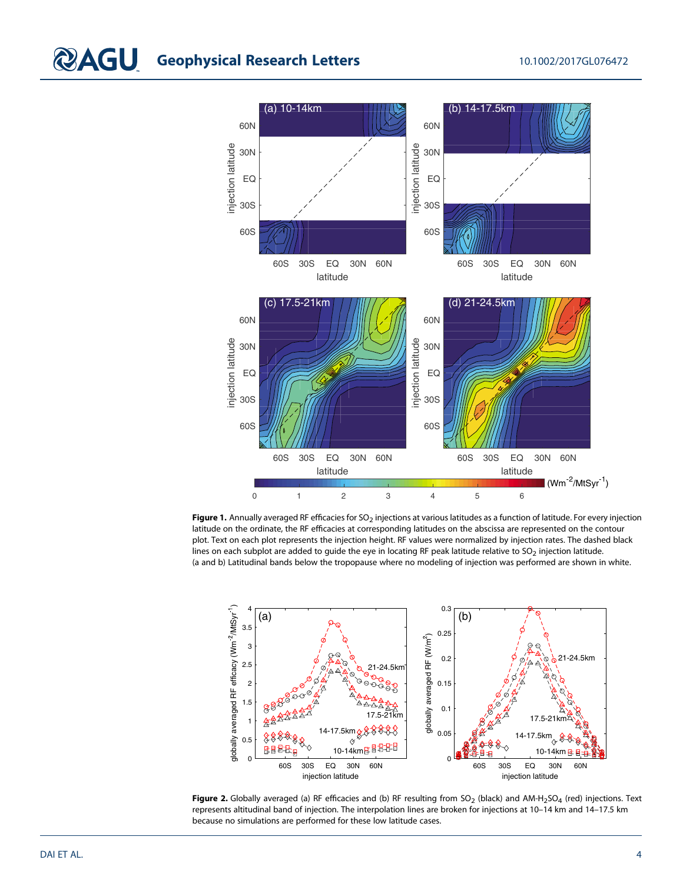**Figure 1.** Annually averaged RF efficacies for $SO_2$ injections at various latitudes as a function of latitude. For every injection latitude on the ordinate, the RF efficacies at corresponding latitudes on the abscissa are represented on the contour plot. Text on each plot represents the injection height. RF values were normalized by injection rates. The dashed black lines on each subplot are added to guide the eye in locating RF peak latitude relative to $SO_2$ injection latitude. (a and b) Latitudinal bands below the tropopause where no modeling of injection was performed are shown in white.

**Figure 2.** Globally averaged (a) RF efficacies and (b) RF resulting from $SO_2$ (black) and AM-$H_2SO_4$ (red) injections. Text represents altitudinal band of injection. The interpolation lines are broken for injections at 10–14 km and 14–17.5 km because no simulations are performed for these low latitude cases.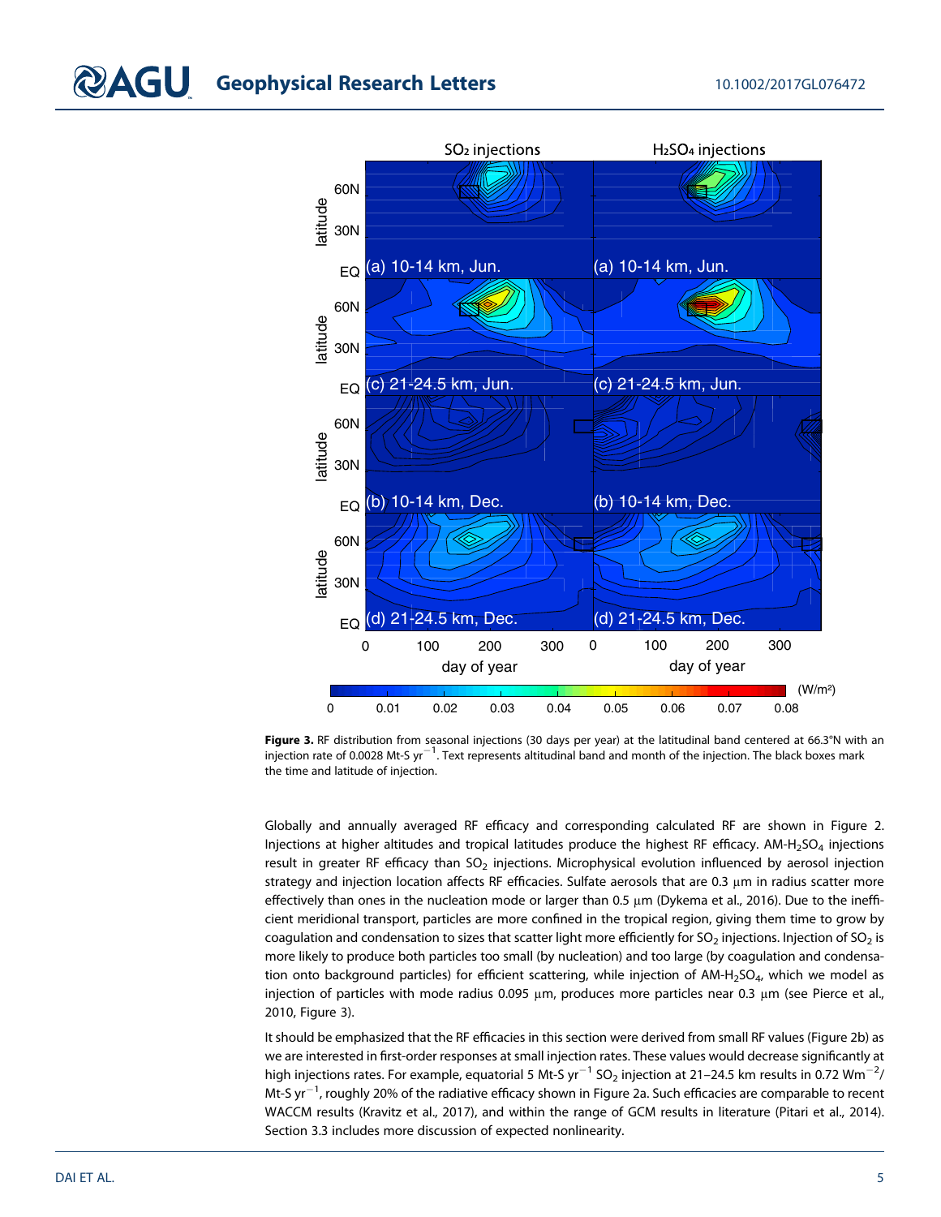**Figure 3.** RF distribution from seasonal injections (30 days per year) at the latitudinal band centered at 66.3°N with an injection rate of 0.0028 Mt-S $yr^{-1}$. Text represents altitudinal band and month of the injection. The black boxes mark the time and latitude of injection.

Globally and annually averaged RF efficacy and corresponding calculated RF are shown in Figure 2. Injections at higher altitudes and tropical latitudes produce the highest RF efficacy. AM-$H_2SO_4$ injections result in greater RF efficacy than $SO_2$ injections. Microphysical evolution influenced by aerosol injection strategy and injection location affects RF efficacies. Sulfate aerosols that are 0.3 μm in radius scatter more effectively than ones in the nucleation mode or larger than 0.5 μm (Dykema et al., 2016). Due to the inefficient meridional transport, particles are more confined in the tropical region, giving them time to grow by coagulation and condensation to sizes that scatter light more efficiently for $SO_2$ injections. Injection of $SO_2$ is more likely to produce both particles too small (by nucleation) and too large (by coagulation and condensation onto background particles) for efficient scattering, while injection of AM-$H_2SO_4$, which we model as injection of particles with mode radius 0.095 μm, produces more particles near 0.3 μm (see Pierce et al., 2010, Figure 3).

It should be emphasized that the RF efficacies in this section were derived from small RF values (Figure 2b) as we are interested in first-order responses at small injection rates. These values would decrease significantly at high injections rates. For example, equatorial 5 Mt-S $yr^{-1}$ $SO_2$ injection at 21–24.5 km results in 0.72 $Wm^{-2}$/Mt-S $yr^{-1}$, roughly 20% of the radiative efficacy shown in Figure 2a. Such efficacies are comparable to recent WACCM results (Kravitz et al., 2017), and within the range of GCM results in literature (Pitari et al., 2014). Section 3.3 includes more discussion of expected nonlinearity.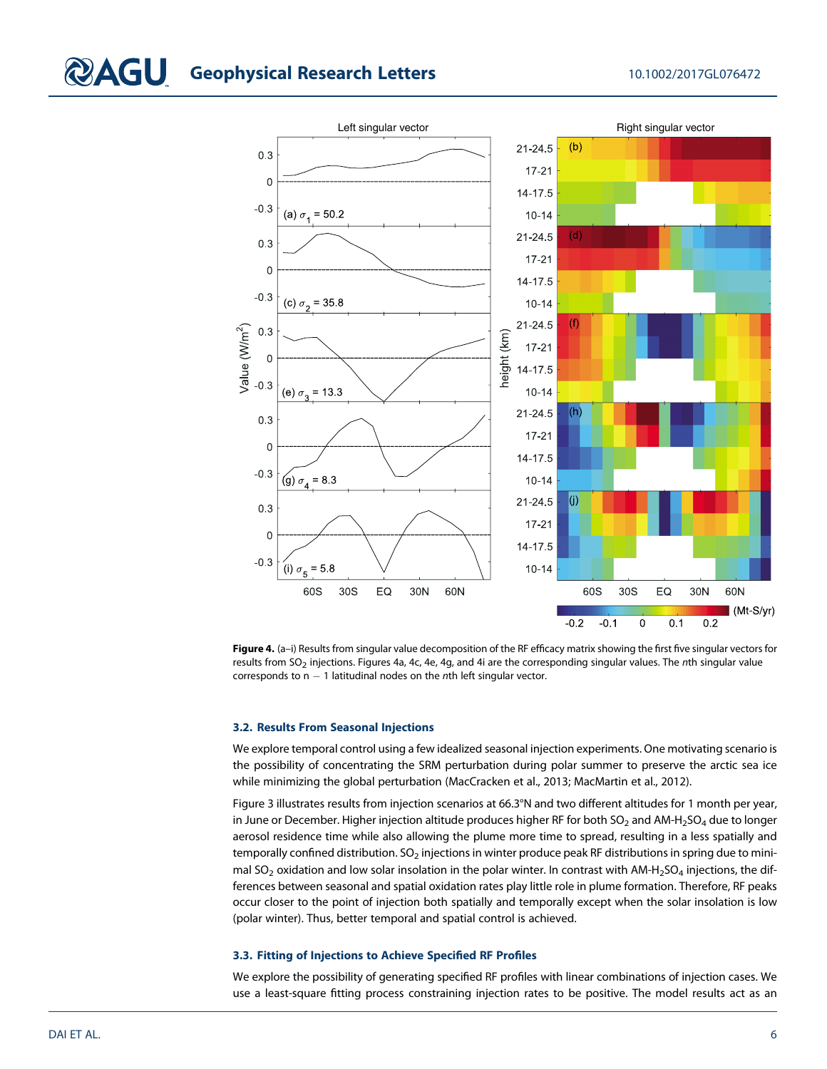**Figure 4.** (a–i) Results from singular value decomposition of the RF efficacy matrix showing the first five singular vectors for results from $SO_2$ injections. Figures 4a, 4c, 4e, 4g, and 4i are the corresponding singular values. The $n$th singular value corresponds to $n - 1$ latitudinal nodes on the $n$th left singular vector.

### 3.2. Results From Seasonal Injections

We explore temporal control using a few idealized seasonal injection experiments. One motivating scenario is the possibility of concentrating the SRM perturbation during polar summer to preserve the arctic sea ice while minimizing the global perturbation (MacCracken et al., 2013; MacMartin et al., 2012).

Figure 3 illustrates results from injection scenarios at 66.3°N and two different altitudes for 1 month per year, in June or December. Higher injection altitude produces higher RF for both $SO_2$ and AM-$H_2SO_4$ due to longer aerosol residence time while also allowing the plume more time to spread, resulting in a less spatially and temporally confined distribution. $SO_2$ injections in winter produce peak RF distributions in spring due to minimal $SO_2$ oxidation and low solar insolation in the polar winter. In contrast with AM-$H_2SO_4$ injections, the differences between seasonal and spatial oxidation rates play little role in plume formation. Therefore, RF peaks occur closer to the point of injection both spatially and temporally except when the solar insolation is low (polar winter). Thus, better temporal and spatial control is achieved.

### 3.3. Fitting of Injections to Achieve Specified RF Profiles

We explore the possibility of generating specified RF profiles with linear combinations of injection cases. We use a least-square fitting process constraining injection rates to be positive. The model results act as an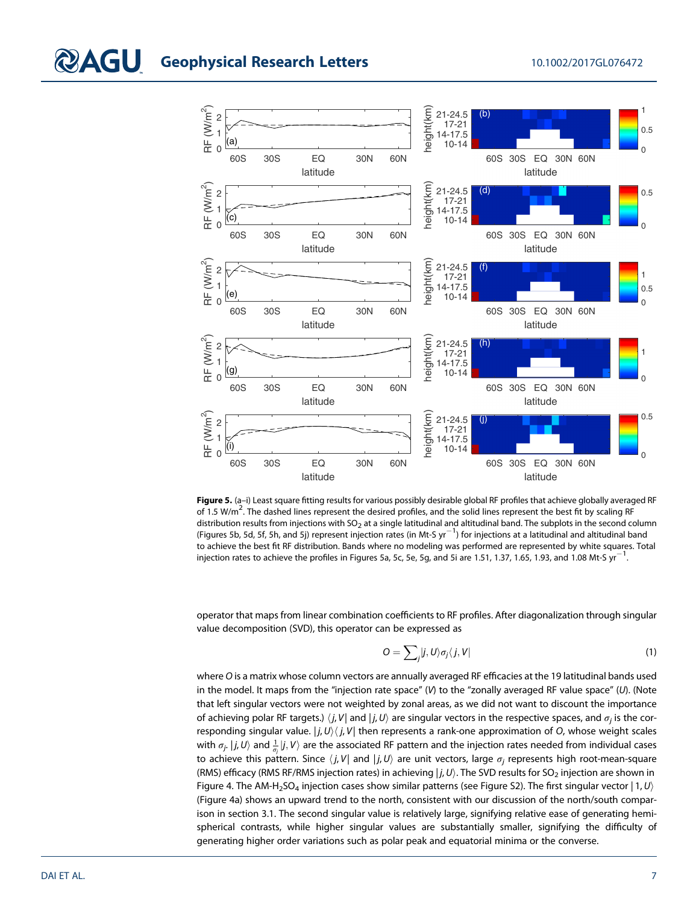**Figure 5.** (a–i) Least square fitting results for various possibly desirable global RF profiles that achieve globally averaged RF of 1.5 W/m$^2$. The dashed lines represent the desired profiles, and the solid lines represent the best fit by scaling RF distribution results from injections with $SO_2$ at a single latitudinal and altitudinal band. The subplots in the second column (Figures 5b, 5d, 5f, 5h, and 5j) represent injection rates (in Mt-S yr$^{-1}$) for injections at a latitudinal and altitudinal band to achieve the best fit RF distribution. Bands where no modeling was performed are represented by white squares. Total injection rates to achieve the profiles in Figures 5a, 5c, 5e, 5g, and 5i are 1.51, 1.37, 1.65, 1.93, and 1.08 Mt-S yr$^{-1}$.

operator that maps from linear combination coefficients to RF profiles. After diagonalization through singular value decomposition (SVD), this operator can be expressed as

$$O = \sum_j |j, U\rangle \sigma_j \langle j, V| \tag{1}$$

where $O$ is a matrix whose column vectors are annually averaged RF efficacies at the 19 latitudinal bands used in the model. It maps from the "injection rate space" ($V$) to the "zonally averaged RF value space" ($U$). (Note that left singular vectors were not weighted by zonal areas, as we did not want to discount the importance of achieving polar RF targets.) $\langle j, V|$ and $|j, U\rangle$ are singular vectors in the respective spaces, and $\sigma_j$ is the corresponding singular value. $|j, U\rangle\langle j, V|$ then represents a rank-one approximation of $O$, whose weight scales with $\sigma_j$. $|j, U\rangle$ and $\frac{1}{\sigma_j}|j, V\rangle$ are the associated RF pattern and the injection rates needed from individual cases to achieve this pattern. Since $\langle j, V|$ and $|j, U\rangle$ are unit vectors, large $\sigma_j$ represents high root-mean-square (RMS) efficacy (RMS RF/RMS injection rates) in achieving $|j, U\rangle$. The SVD results for $SO_2$ injection are shown in Figure 4. The AM-$H_2SO_4$ injection cases show similar patterns (see Figure S2). The first singular vector $|1, U\rangle$ (Figure 4a) shows an upward trend to the north, consistent with our discussion of the north/south comparison in section 3.1. The second singular value is relatively large, signifying relative ease of generating hemispherical contrasts, while higher singular values are substantially smaller, signifying the difficulty of generating higher order variations such as polar peak and equatorial minima or the converse.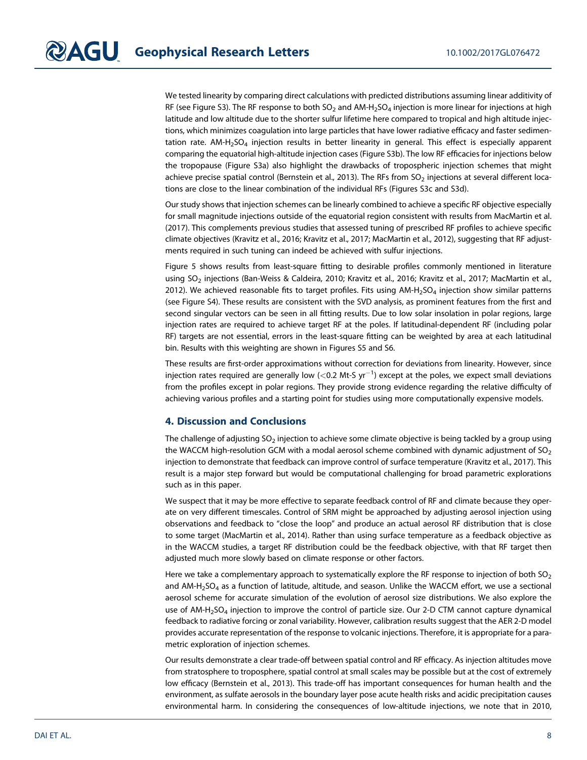We tested linearity by comparing direct calculations with predicted distributions assuming linear additivity of RF (see Figure S3). The RF response to both $SO_2$ and AM-$H_2SO_4$ injection is more linear for injections at high latitude and low altitude due to the shorter sulfur lifetime here compared to tropical and high altitude injections, which minimizes coagulation into large particles that have lower radiative efficacy and faster sedimentation rate. AM-$H_2SO_4$ injection results in better linearity in general. This effect is especially apparent comparing the equatorial high-altitude injection cases (Figure S3b). The low RF efficacies for injections below the tropopause (Figure S3a) also highlight the drawbacks of tropospheric injection schemes that might achieve precise spatial control (Bernstein et al., 2013). The RFs from $SO_2$ injections at several different locations are close to the linear combination of the individual RFs (Figures S3c and S3d).

Our study shows that injection schemes can be linearly combined to achieve a specific RF objective especially for small magnitude injections outside of the equatorial region consistent with results from MacMartin et al. (2017). This complements previous studies that assessed tuning of prescribed RF profiles to achieve specific climate objectives (Kravitz et al., 2016; Kravitz et al., 2017; MacMartin et al., 2012), suggesting that RF adjustments required in such tuning can indeed be achieved with sulfur injections.

Figure 5 shows results from least-square fitting to desirable profiles commonly mentioned in literature using $SO_2$ injections (Ban-Weiss & Caldeira, 2010; Kravitz et al., 2016; Kravitz et al., 2017; MacMartin et al., 2012). We achieved reasonable fits to target profiles. Fits using AM-$H_2SO_4$ injection show similar patterns (see Figure S4). These results are consistent with the SVD analysis, as prominent features from the first and second singular vectors can be seen in all fitting results. Due to low solar insolation in polar regions, large injection rates are required to achieve target RF at the poles. If latitudinal-dependent RF (including polar RF) targets are not essential, errors in the least-square fitting can be weighted by area at each latitudinal bin. Results with this weighting are shown in Figures S5 and S6.

These results are first-order approximations without correction for deviations from linearity. However, since injection rates required are generally low ($<$0.2 Mt-S yr$^{-1}$) except at the poles, we expect small deviations from the profiles except in polar regions. They provide strong evidence regarding the relative difficulty of achieving various profiles and a starting point for studies using more computationally expensive models.

## 4. Discussion and Conclusions

The challenge of adjusting $SO_2$ injection to achieve some climate objective is being tackled by a group using the WACCM high-resolution GCM with a modal aerosol scheme combined with dynamic adjustment of $SO_2$ injection to demonstrate that feedback can improve control of surface temperature (Kravitz et al., 2017). This result is a major step forward but would be computational challenging for broad parametric explorations such as in this paper.

We suspect that it may be more effective to separate feedback control of RF and climate because they operate on very different timescales. Control of SRM might be approached by adjusting aerosol injection using observations and feedback to "close the loop" and produce an actual aerosol RF distribution that is close to some target (MacMartin et al., 2014). Rather than using surface temperature as a feedback objective as in the WACCM studies, a target RF distribution could be the feedback objective, with that RF target then adjusted much more slowly based on climate response or other factors.

Here we take a complementary approach to systematically explore the RF response to injection of both $SO_2$ and AM-$H_2SO_4$ as a function of latitude, altitude, and season. Unlike the WACCM effort, we use a sectional aerosol scheme for accurate simulation of the evolution of aerosol size distributions. We also explore the use of AM-$H_2SO_4$ injection to improve the control of particle size. Our 2-D CTM cannot capture dynamical feedback to radiative forcing or zonal variability. However, calibration results suggest that the AER 2-D model provides accurate representation of the response to volcanic injections. Therefore, it is appropriate for a parametric exploration of injection schemes.

Our results demonstrate a clear trade-off between spatial control and RF efficacy. As injection altitudes move from stratosphere to troposphere, spatial control at small scales may be possible but at the cost of extremely low efficacy (Bernstein et al., 2013). This trade-off has important consequences for human health and the environment, as sulfate aerosols in the boundary layer pose acute health risks and acidic precipitation causes environmental harm. In considering the consequences of low-altitude injections, we note that in 2010,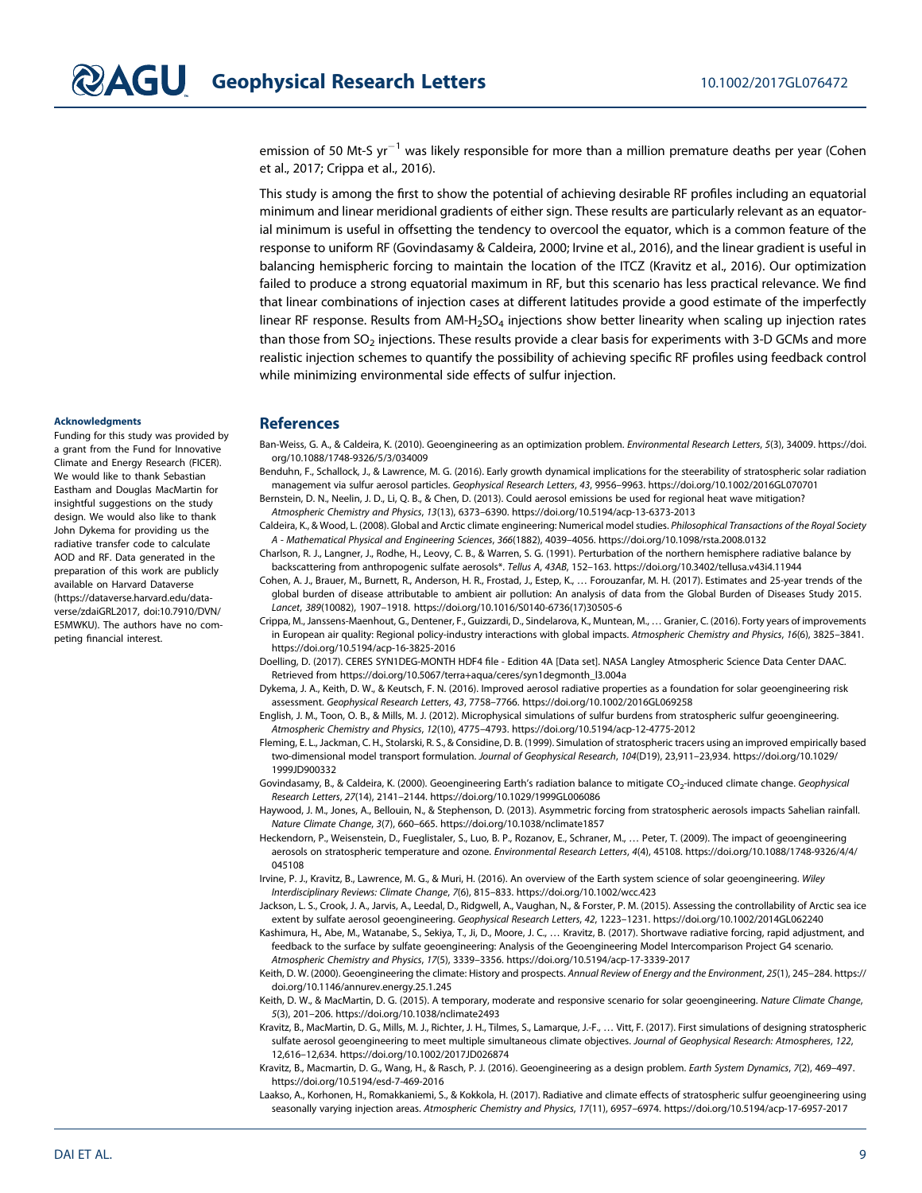emission of 50 Mt-S $yr^{-1}$ was likely responsible for more than a million premature deaths per year (Cohen et al., 2017; Crippa et al., 2016).

This study is among the first to show the potential of achieving desirable RF profiles including an equatorial minimum and linear meridional gradients of either sign. These results are particularly relevant as an equatorial minimum is useful in offsetting the tendency to overcool the equator, which is a common feature of the response to uniform RF (Govindasamy & Caldeira, 2000; Irvine et al., 2016), and the linear gradient is useful in balancing hemispheric forcing to maintain the location of the ITCZ (Kravitz et al., 2016). Our optimization failed to produce a strong equatorial maximum in RF, but this scenario has less practical relevance. We find that linear combinations of injection cases at different latitudes provide a good estimate of the imperfectly linear RF response. Results from AM-$H_2SO_4$ injections show better linearity when scaling up injection rates than those from $SO_2$ injections. These results provide a clear basis for experiments with 3-D GCMs and more realistic injection schemes to quantify the possibility of achieving specific RF profiles using feedback control while minimizing environmental side effects of sulfur injection.

#### Acknowledgments

Funding for this study was provided by a grant from the Fund for Innovative Climate and Energy Research (FICER). We would like to thank Sebastian Eastham and Douglas MacMartin for insightful suggestions on the study design. We would also like to thank John Dykema for providing us the radiative transfer code to calculate AOD and RF. Data generated in the preparation of this work are publicly available on Harvard Dataverse (https://dataverse.harvard.edu/dataverse/zdaiGRL2017, doi:10.7910/DVN/E5MWKU). The authors have no competing financial interest.

## References

Ban-Weiss, G. A., & Caldeira, K. (2010). Geoengineering as an optimization problem. *Environmental Research Letters*, *5*(3), 34009. https://doi.org/10.1088/1748-9326/5/3/034009

Benduhn, F., Schallock, J., & Lawrence, M. G. (2016). Early growth dynamical implications for the steerability of stratospheric solar radiation management via sulfur aerosol particles. *Geophysical Research Letters*, *43*, 9956–9963. https://doi.org/10.1002/2016GL070701

Bernstein, D. N., Neelin, J. D., Li, Q. B., & Chen, D. (2013). Could aerosol emissions be used for regional heat wave mitigation? *Atmospheric Chemistry and Physics*, *13*(13), 6373–6390. https://doi.org/10.5194/acp-13-6373-2013

Caldeira, K., & Wood, L. (2008). Global and Arctic climate engineering: Numerical model studies. *Philosophical Transactions of the Royal Society A - Mathematical Physical and Engineering Sciences*, *366*(1882), 4039–4056. https://doi.org/10.1098/rsta.2008.0132

Charlson, R. J., Langner, J., Rodhe, H., Leovy, C. B., & Warren, S. G. (1991). Perturbation of the northern hemisphere radiative balance by backscattering from anthropogenic sulfate aerosols*. *Tellus A*, *43AB*, 152–163. https://doi.org/10.3402/tellusa.v43i4.11944

Cohen, A. J., Brauer, M., Burnett, R., Anderson, H. R., Frostad, J., Estep, K., … Forouzanfar, M. H. (2017). Estimates and 25-year trends of the global burden of disease attributable to ambient air pollution: An analysis of data from the Global Burden of Diseases Study 2015. *Lancet*, *389*(10082), 1907–1918. https://doi.org/10.1016/S0140-6736(17)30505-6

Crippa, M., Janssens-Maenhout, G., Dentener, F., Guizzardi, D., Sindelarova, K., Muntean, M., … Granier, C. (2016). Forty years of improvements in European air quality: Regional policy-industry interactions with global impacts. *Atmospheric Chemistry and Physics*, *16*(6), 3825–3841. https://doi.org/10.5194/acp-16-3825-2016

Doelling, D. (2017). CERES SYN1DEG-MONTH HDF4 file - Edition 4A [Data set]. NASA Langley Atmospheric Science Data Center DAAC. Retrieved from https://doi.org/10.5067/terra+aqua/ceres/syn1degmonth_l3.004a

Dykema, J. A., Keith, D. W., & Keutsch, F. N. (2016). Improved aerosol radiative properties as a foundation for solar geoengineering risk assessment. *Geophysical Research Letters*, *43*, 7758–7766. https://doi.org/10.1002/2016GL069258

English, J. M., Toon, O. B., & Mills, M. J. (2012). Microphysical simulations of sulfur burdens from stratospheric sulfur geoengineering. *Atmospheric Chemistry and Physics*, *12*(10), 4775–4793. https://doi.org/10.5194/acp-12-4775-2012

Fleming, E. L., Jackman, C. H., Stolarski, R. S., & Considine, D. B. (1999). Simulation of stratospheric tracers using an improved empirically based two-dimensional model transport formulation. *Journal of Geophysical Research*, *104*(D19), 23,911–23,934. https://doi.org/10.1029/1999JD900332

Govindasamy, B., & Caldeira, K. (2000). Geoengineering Earth's radiation balance to mitigate $CO_2$-induced climate change. *Geophysical Research Letters*, *27*(14), 2141–2144. https://doi.org/10.1029/1999GL006086

Haywood, J. M., Jones, A., Bellouin, N., & Stephenson, D. (2013). Asymmetric forcing from stratospheric aerosols impacts Sahelian rainfall. *Nature Climate Change*, *3*(7), 660–665. https://doi.org/10.1038/nclimate1857

Heckendorn, P., Weisenstein, D., Fueglistaler, S., Luo, B. P., Rozanov, E., Schraner, M., … Peter, T. (2009). The impact of geoengineering aerosols on stratospheric temperature and ozone. *Environmental Research Letters*, *4*(4), 45108. https://doi.org/10.1088/1748-9326/4/4/045108

Irvine, P. J., Kravitz, B., Lawrence, M. G., & Muri, H. (2016). An overview of the Earth system science of solar geoengineering. *Wiley Interdisciplinary Reviews: Climate Change*, *7*(6), 815–833. https://doi.org/10.1002/wcc.423

Jackson, L. S., Crook, J. A., Jarvis, A., Leedal, D., Ridgwell, A., Vaughan, N., & Forster, P. M. (2015). Assessing the controllability of Arctic sea ice extent by sulfate aerosol geoengineering. *Geophysical Research Letters*, *42*, 1223–1231. https://doi.org/10.1002/2014GL062240

Kashimura, H., Abe, M., Watanabe, S., Sekiya, T., Ji, D., Moore, J. C., … Kravitz, B. (2017). Shortwave radiative forcing, rapid adjustment, and feedback to the surface by sulfate geoengineering: Analysis of the Geoengineering Model Intercomparison Project G4 scenario. *Atmospheric Chemistry and Physics*, *17*(5), 3339–3356. https://doi.org/10.5194/acp-17-3339-2017

Keith, D. W. (2000). Geoengineering the climate: History and prospects. *Annual Review of Energy and the Environment*, *25*(1), 245–284. https://doi.org/10.1146/annurev.energy.25.1.245

Keith, D. W., & MacMartin, D. G. (2015). A temporary, moderate and responsive scenario for solar geoengineering. *Nature Climate Change*, *5*(3), 201–206. https://doi.org/10.1038/nclimate2493

Kravitz, B., MacMartin, D. G., Mills, M. J., Richter, J. H., Tilmes, S., Lamarque, J.-F., … Vitt, F. (2017). First simulations of designing stratospheric sulfate aerosol geoengineering to meet multiple simultaneous climate objectives. *Journal of Geophysical Research: Atmospheres*, *122*, 12,616–12,634. https://doi.org/10.1002/2017JD026874

Kravitz, B., Macmartin, D. G., Wang, H., & Rasch, P. J. (2016). Geoengineering as a design problem. *Earth System Dynamics*, *7*(2), 469–497. https://doi.org/10.5194/esd-7-469-2016

Laakso, A., Korhonen, H., Romakkaniemi, S., & Kokkola, H. (2017). Radiative and climate effects of stratospheric sulfur geoengineering using seasonally varying injection areas. *Atmospheric Chemistry and Physics*, *17*(11), 6957–6974. https://doi.org/10.5194/acp-17-6957-2017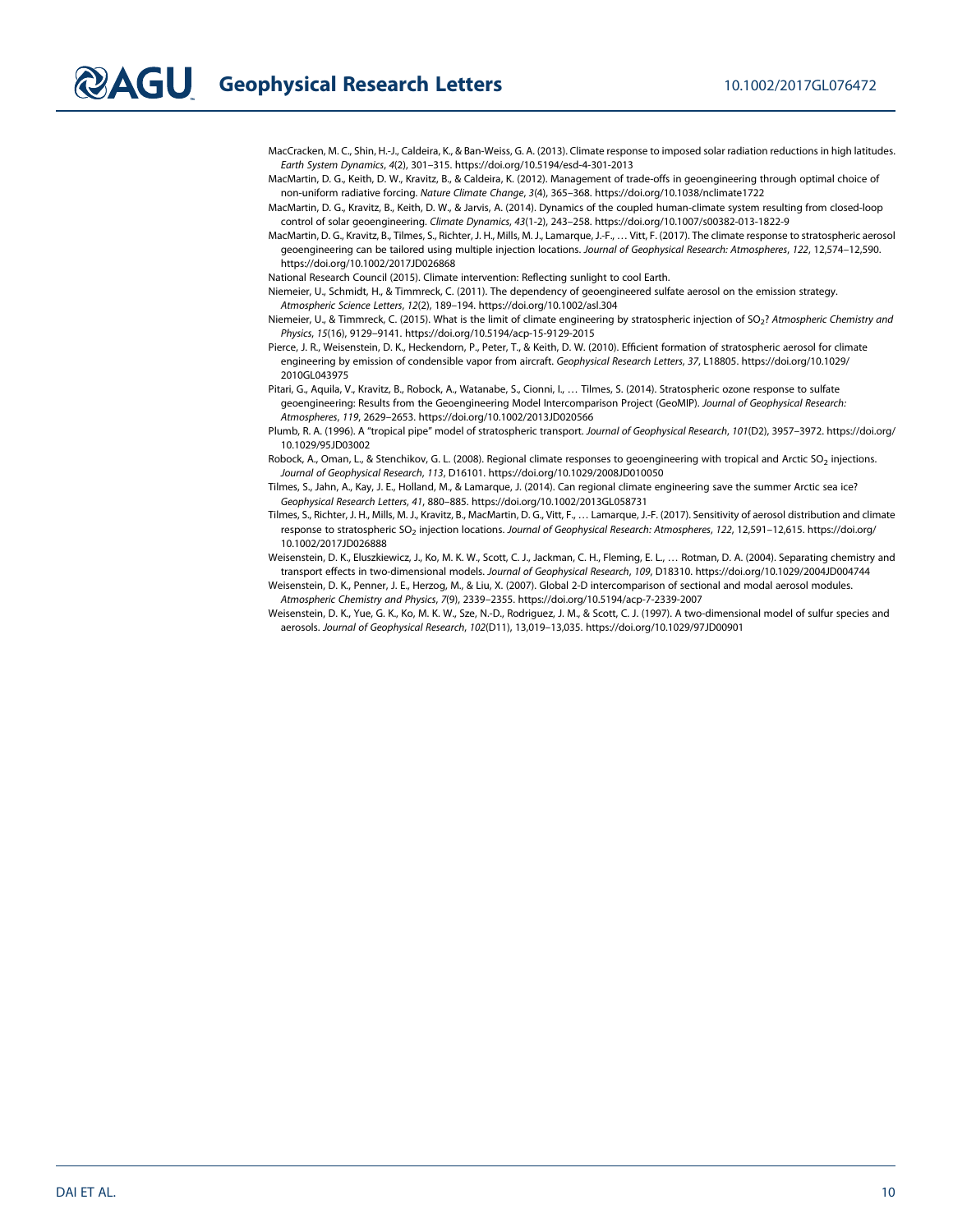MacCracken, M. C., Shin, H.-J., Caldeira, K., & Ban-Weiss, G. A. (2013). Climate response to imposed solar radiation reductions in high latitudes. *Earth System Dynamics*, *4*(2), 301–315. https://doi.org/10.5194/esd-4-301-2013

MacMartin, D. G., Keith, D. W., Kravitz, B., & Caldeira, K. (2012). Management of trade-offs in geoengineering through optimal choice of non-uniform radiative forcing. *Nature Climate Change*, *3*(4), 365–368. https://doi.org/10.1038/nclimate1722

MacMartin, D. G., Kravitz, B., Keith, D. W., & Jarvis, A. (2014). Dynamics of the coupled human-climate system resulting from closed-loop control of solar geoengineering. *Climate Dynamics*, *43*(1-2), 243–258. https://doi.org/10.1007/s00382-013-1822-9

MacMartin, D. G., Kravitz, B., Tilmes, S., Richter, J. H., Mills, M. J., Lamarque, J.-F., … Vitt, F. (2017). The climate response to stratospheric aerosol geoengineering can be tailored using multiple injection locations. *Journal of Geophysical Research: Atmospheres*, *122*, 12,574–12,590. https://doi.org/10.1002/2017JD026868

National Research Council (2015). Climate intervention: Reflecting sunlight to cool Earth.

Niemeier, U., Schmidt, H., & Timmreck, C. (2011). The dependency of geoengineered sulfate aerosol on the emission strategy. *Atmospheric Science Letters*, *12*(2), 189–194. https://doi.org/10.1002/asl.304

Niemeier, U., & Timmreck, C. (2015). What is the limit of climate engineering by stratospheric injection of $SO_2$? *Atmospheric Chemistry and Physics*, *15*(16), 9129–9141. https://doi.org/10.5194/acp-15-9129-2015

Pierce, J. R., Weisenstein, D. K., Heckendorn, P., Peter, T., & Keith, D. W. (2010). Efficient formation of stratospheric aerosol for climate engineering by emission of condensible vapor from aircraft. *Geophysical Research Letters*, *37*, L18805. https://doi.org/10.1029/2010GL043975

Pitari, G., Aquila, V., Kravitz, B., Robock, A., Watanabe, S., Cionni, I., … Tilmes, S. (2014). Stratospheric ozone response to sulfate geoengineering: Results from the Geoengineering Model Intercomparison Project (GeoMIP). *Journal of Geophysical Research: Atmospheres*, *119*, 2629–2653. https://doi.org/10.1002/2013JD020566

Plumb, R. A. (1996). A "tropical pipe" model of stratospheric transport. *Journal of Geophysical Research*, *101*(D2), 3957–3972. https://doi.org/10.1029/95JD03002

Robock, A., Oman, L., & Stenchikov, G. L. (2008). Regional climate responses to geoengineering with tropical and Arctic $SO_2$ injections. *Journal of Geophysical Research*, *113*, D16101. https://doi.org/10.1029/2008JD010050

Tilmes, S., Jahn, A., Kay, J. E., Holland, M., & Lamarque, J. (2014). Can regional climate engineering save the summer Arctic sea ice? *Geophysical Research Letters*, *41*, 880–885. https://doi.org/10.1002/2013GL058731

Tilmes, S., Richter, J. H., Mills, M. J., Kravitz, B., MacMartin, D. G., Vitt, F., … Lamarque, J.-F. (2017). Sensitivity of aerosol distribution and climate response to stratospheric $SO_2$ injection locations. *Journal of Geophysical Research: Atmospheres*, *122*, 12,591–12,615. https://doi.org/10.1002/2017JD026888

Weisenstein, D. K., Eluszkiewicz, J., Ko, M. K. W., Scott, C. J., Jackman, C. H., Fleming, E. L., … Rotman, D. A. (2004). Separating chemistry and transport effects in two-dimensional models. *Journal of Geophysical Research*, *109*, D18310. https://doi.org/10.1029/2004JD004744

Weisenstein, D. K., Penner, J. E., Herzog, M., & Liu, X. (2007). Global 2-D intercomparison of sectional and modal aerosol modules. *Atmospheric Chemistry and Physics*, *7*(9), 2339–2355. https://doi.org/10.5194/acp-7-2339-2007

Weisenstein, D. K., Yue, G. K., Ko, M. K. W., Sze, N.-D., Rodriguez, J. M., & Scott, C. J. (1997). A two-dimensional model of sulfur species and aerosols. *Journal of Geophysical Research*, *102*(D11), 13,019–13,035. https://doi.org/10.1029/97JD00901